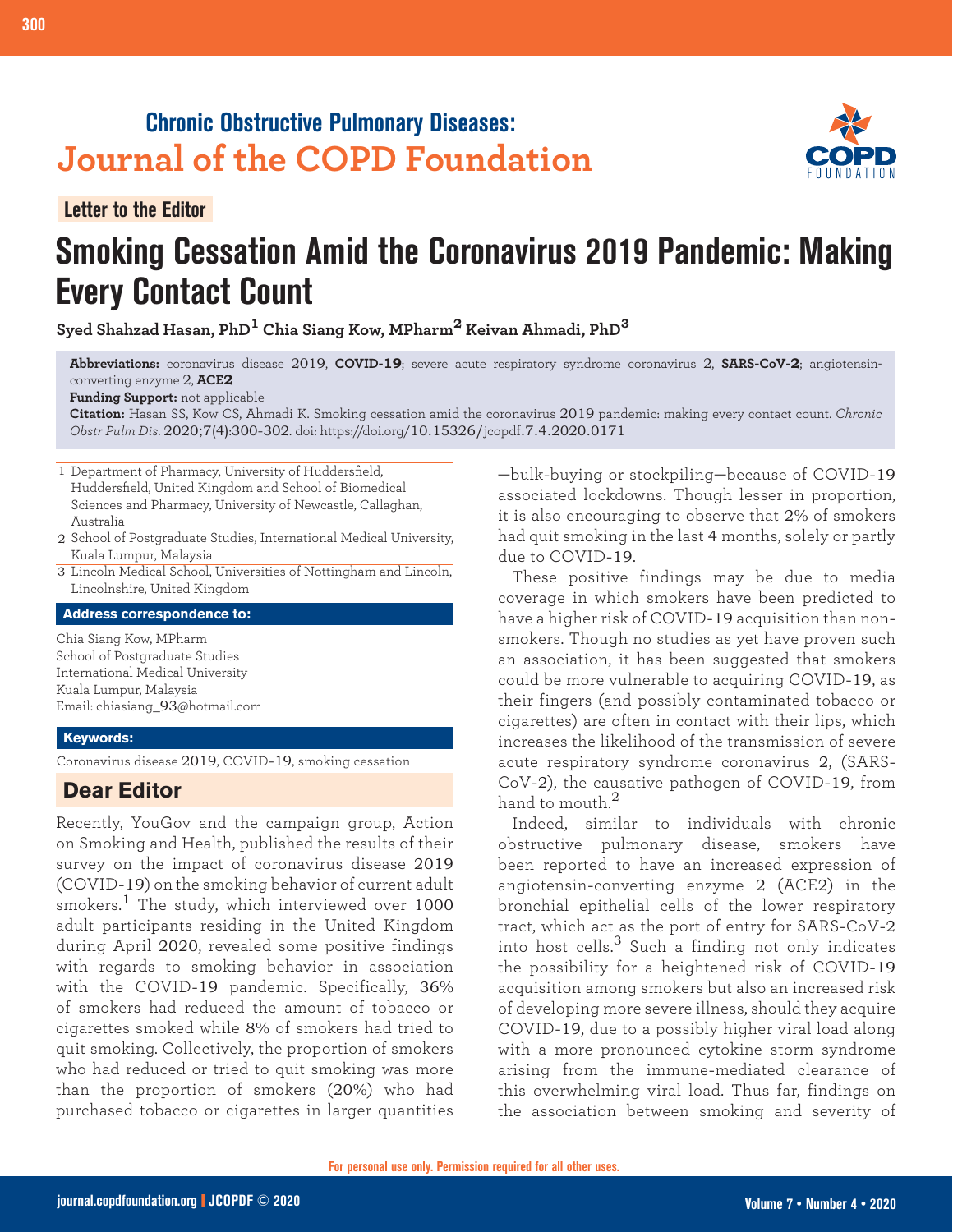Chronic Obstructive Pulmonary Diseases:
**Journal of the COPD Foundation**

Letter to the Editor

# Smoking Cessation Amid the Coronavirus 2019 Pandemic: Making Every Contact Count

**Syed Shahzad Hasan, PhD[1] Chia Siang Kow, MPharm[2] Keivan Ahmadi, PhD[3]**

**Abbreviations:** coronavirus disease 2019, **COVID-19**; severe acute respiratory syndrome coronavirus 2, **SARS-CoV-2**; angiotensin-converting enzyme 2, **ACE2**

**Funding Support:** not applicable

**Citation:** Hasan SS, Kow CS, Ahmadi K. Smoking cessation amid the coronavirus 2019 pandemic: making every contact count. *Chronic Obstr Pulm Dis*. 2020;7(4):300-302. doi: https://doi.org/10.15326/jcopdf.7.4.2020.0171

1 Department of Pharmacy, University of Huddersfield, Huddersfield, United Kingdom and School of Biomedical Sciences and Pharmacy, University of Newcastle, Callaghan, Australia

2 School of Postgraduate Studies, International Medical University, Kuala Lumpur, Malaysia

3 Lincoln Medical School, Universities of Nottingham and Lincoln, Lincolnshire, United Kingdom

**Address correspondence to:**

Chia Siang Kow, MPharm
School of Postgraduate Studies
International Medical University
Kuala Lumpur, Malaysia
Email: chiasiang_93@hotmail.com

**Keywords:**

Coronavirus disease 2019, COVID-19, smoking cessation

## Dear Editor

Recently, YouGov and the campaign group, Action on Smoking and Health, published the results of their survey on the impact of coronavirus disease 2019 (COVID-19) on the smoking behavior of current adult smokers.[1] The study, which interviewed over 1000 adult participants residing in the United Kingdom during April 2020, revealed some positive findings with regards to smoking behavior in association with the COVID-19 pandemic. Specifically, 36% of smokers had reduced the amount of tobacco or cigarettes smoked while 8% of smokers had tried to quit smoking. Collectively, the proportion of smokers who had reduced or tried to quit smoking was more than the proportion of smokers (20%) who had purchased tobacco or cigarettes in larger quantities —bulk-buying or stockpiling—because of COVID-19 associated lockdowns. Though lesser in proportion, it is also encouraging to observe that 2% of smokers had quit smoking in the last 4 months, solely or partly due to COVID-19.

These positive findings may be due to media coverage in which smokers have been predicted to have a higher risk of COVID-19 acquisition than non-smokers. Though no studies as yet have proven such an association, it has been suggested that smokers could be more vulnerable to acquiring COVID-19, as their fingers (and possibly contaminated tobacco or cigarettes) are often in contact with their lips, which increases the likelihood of the transmission of severe acute respiratory syndrome coronavirus 2, (SARS-CoV-2), the causative pathogen of COVID-19, from hand to mouth.[2]

Indeed, similar to individuals with chronic obstructive pulmonary disease, smokers have been reported to have an increased expression of angiotensin-converting enzyme 2 (ACE2) in the bronchial epithelial cells of the lower respiratory tract, which act as the port of entry for SARS-CoV-2 into host cells.[3] Such a finding not only indicates the possibility for a heightened risk of COVID-19 acquisition among smokers but also an increased risk of developing more severe illness, should they acquire COVID-19, due to a possibly higher viral load along with a more pronounced cytokine storm syndrome arising from the immune-mediated clearance of this overwhelming viral load. Thus far, findings on the association between smoking and severity of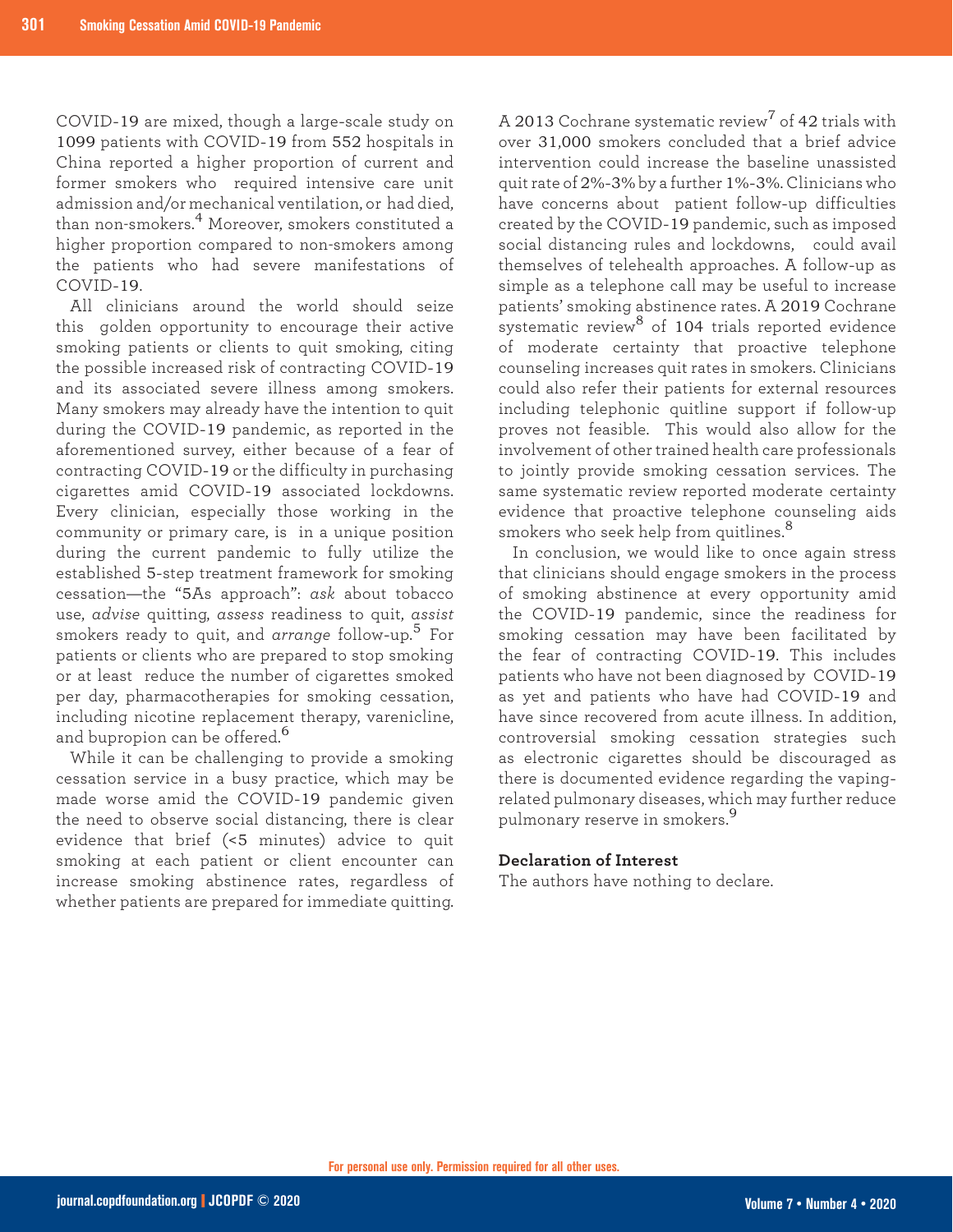COVID-19 are mixed, though a large-scale study on 1099 patients with COVID-19 from 552 hospitals in China reported a higher proportion of current and former smokers who required intensive care unit admission and/or mechanical ventilation, or had died, than non-smokers.[4] Moreover, smokers constituted a higher proportion compared to non-smokers among the patients who had severe manifestations of COVID-19.

All clinicians around the world should seize this golden opportunity to encourage their active smoking patients or clients to quit smoking, citing the possible increased risk of contracting COVID-19 and its associated severe illness among smokers. Many smokers may already have the intention to quit during the COVID-19 pandemic, as reported in the aforementioned survey, either because of a fear of contracting COVID-19 or the difficulty in purchasing cigarettes amid COVID-19 associated lockdowns. Every clinician, especially those working in the community or primary care, is in a unique position during the current pandemic to fully utilize the established 5-step treatment framework for smoking cessation—the "5As approach": *ask* about tobacco use, *advise* quitting, *assess* readiness to quit, *assist* smokers ready to quit, and *arrange* follow-up.[5] For patients or clients who are prepared to stop smoking or at least reduce the number of cigarettes smoked per day, pharmacotherapies for smoking cessation, including nicotine replacement therapy, varenicline, and bupropion can be offered.[6]

While it can be challenging to provide a smoking cessation service in a busy practice, which may be made worse amid the COVID-19 pandemic given the need to observe social distancing, there is clear evidence that brief (<5 minutes) advice to quit smoking at each patient or client encounter can increase smoking abstinence rates, regardless of whether patients are prepared for immediate quitting. A 2013 Cochrane systematic review[7] of 42 trials with over 31,000 smokers concluded that a brief advice intervention could increase the baseline unassisted quit rate of 2%-3% by a further 1%-3%. Clinicians who have concerns about patient follow-up difficulties created by the COVID-19 pandemic, such as imposed social distancing rules and lockdowns, could avail themselves of telehealth approaches. A follow-up as simple as a telephone call may be useful to increase patients' smoking abstinence rates. A 2019 Cochrane systematic review[8] of 104 trials reported evidence of moderate certainty that proactive telephone counseling increases quit rates in smokers. Clinicians could also refer their patients for external resources including telephonic quitline support if follow-up proves not feasible. This would also allow for the involvement of other trained health care professionals to jointly provide smoking cessation services. The same systematic review reported moderate certainty evidence that proactive telephone counseling aids smokers who seek help from quitlines.[8]

In conclusion, we would like to once again stress that clinicians should engage smokers in the process of smoking abstinence at every opportunity amid the COVID-19 pandemic, since the readiness for smoking cessation may have been facilitated by the fear of contracting COVID-19. This includes patients who have not been diagnosed by COVID-19 as yet and patients who have had COVID-19 and have since recovered from acute illness. In addition, controversial smoking cessation strategies such as electronic cigarettes should be discouraged as there is documented evidence regarding the vaping-related pulmonary diseases, which may further reduce pulmonary reserve in smokers.[9]

**Declaration of Interest**

The authors have nothing to declare.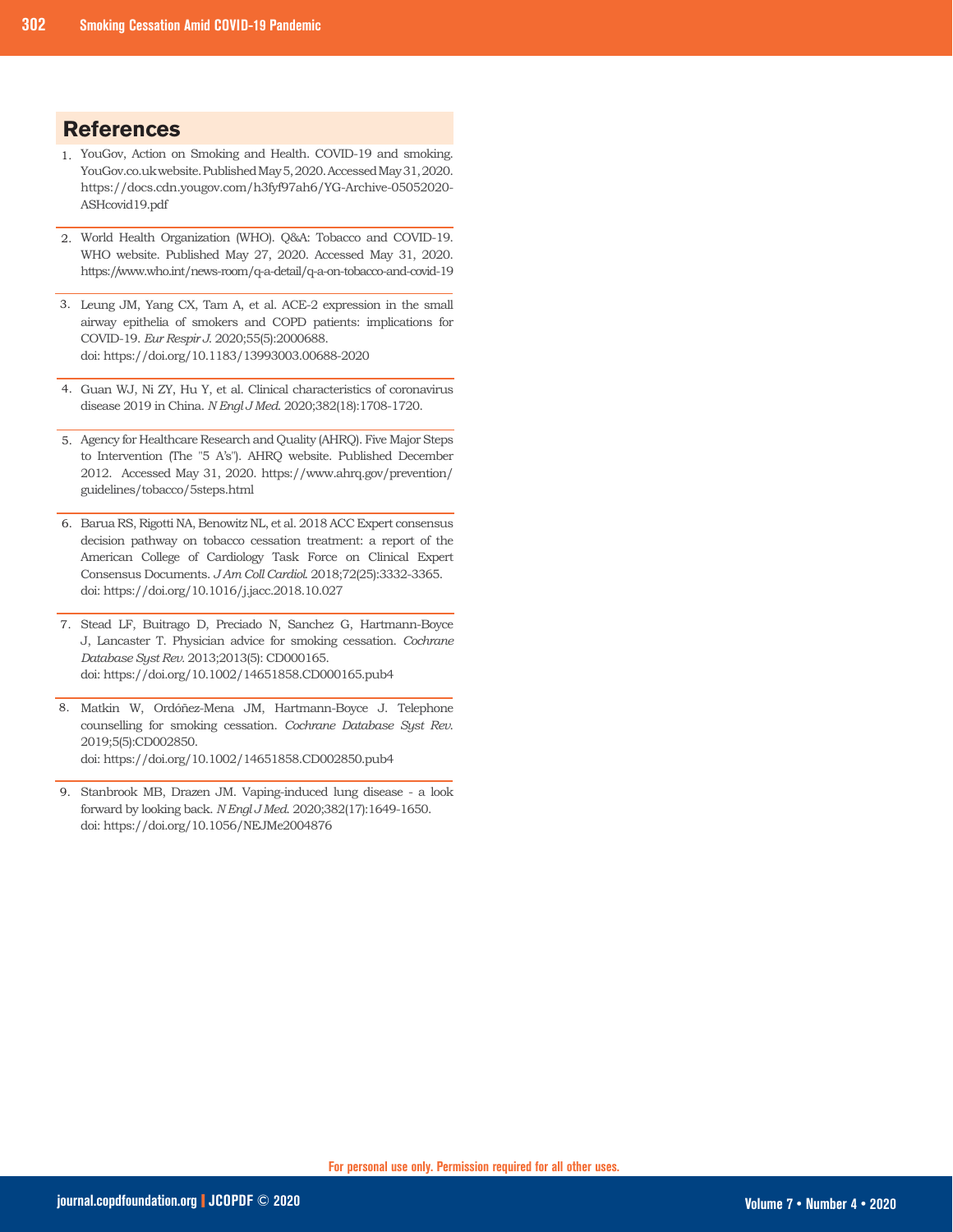## References

1. YouGov, Action on Smoking and Health. COVID-19 and smoking. YouGov.co.uk website. Published May 5, 2020. Accessed May 31, 2020. https://docs.cdn.yougov.com/h3fyf97ah6/YG-Archive-05052020-ASHcovid19.pdf

2. World Health Organization (WHO). Q&A: Tobacco and COVID-19. WHO website. Published May 27, 2020. Accessed May 31, 2020. https://www.who.int/news-room/q-a-detail/q-a-on-tobacco-and-covid-19

3. Leung JM, Yang CX, Tam A, et al. ACE-2 expression in the small airway epithelia of smokers and COPD patients: implications for COVID-19. *Eur Respir J.* 2020;55(5):2000688. doi: https://doi.org/10.1183/13993003.00688-2020

4. Guan WJ, Ni ZY, Hu Y, et al. Clinical characteristics of coronavirus disease 2019 in China. *N Engl J Med.* 2020;382(18):1708-1720.

5. Agency for Healthcare Research and Quality (AHRQ). Five Major Steps to Intervention (The "5 A's"). AHRQ website. Published December 2012. Accessed May 31, 2020. https://www.ahrq.gov/prevention/guidelines/tobacco/5steps.html

6. Barua RS, Rigotti NA, Benowitz NL, et al. 2018 ACC Expert consensus decision pathway on tobacco cessation treatment: a report of the American College of Cardiology Task Force on Clinical Expert Consensus Documents. *J Am Coll Cardiol.* 2018;72(25):3332-3365. doi: https://doi.org/10.1016/j.jacc.2018.10.027

7. Stead LF, Buitrago D, Preciado N, Sanchez G, Hartmann-Boyce J, Lancaster T. Physician advice for smoking cessation. *Cochrane Database Syst Rev.* 2013;2013(5): CD000165. doi: https://doi.org/10.1002/14651858.CD000165.pub4

8. Matkin W, Ordóñez-Mena JM, Hartmann-Boyce J. Telephone counselling for smoking cessation. *Cochrane Database Syst Rev.* 2019;5(5):CD002850. doi: https://doi.org/10.1002/14651858.CD002850.pub4

9. Stanbrook MB, Drazen JM. Vaping-induced lung disease - a look forward by looking back. *N Engl J Med.* 2020;382(17):1649-1650. doi: https://doi.org/10.1056/NEJMe2004876